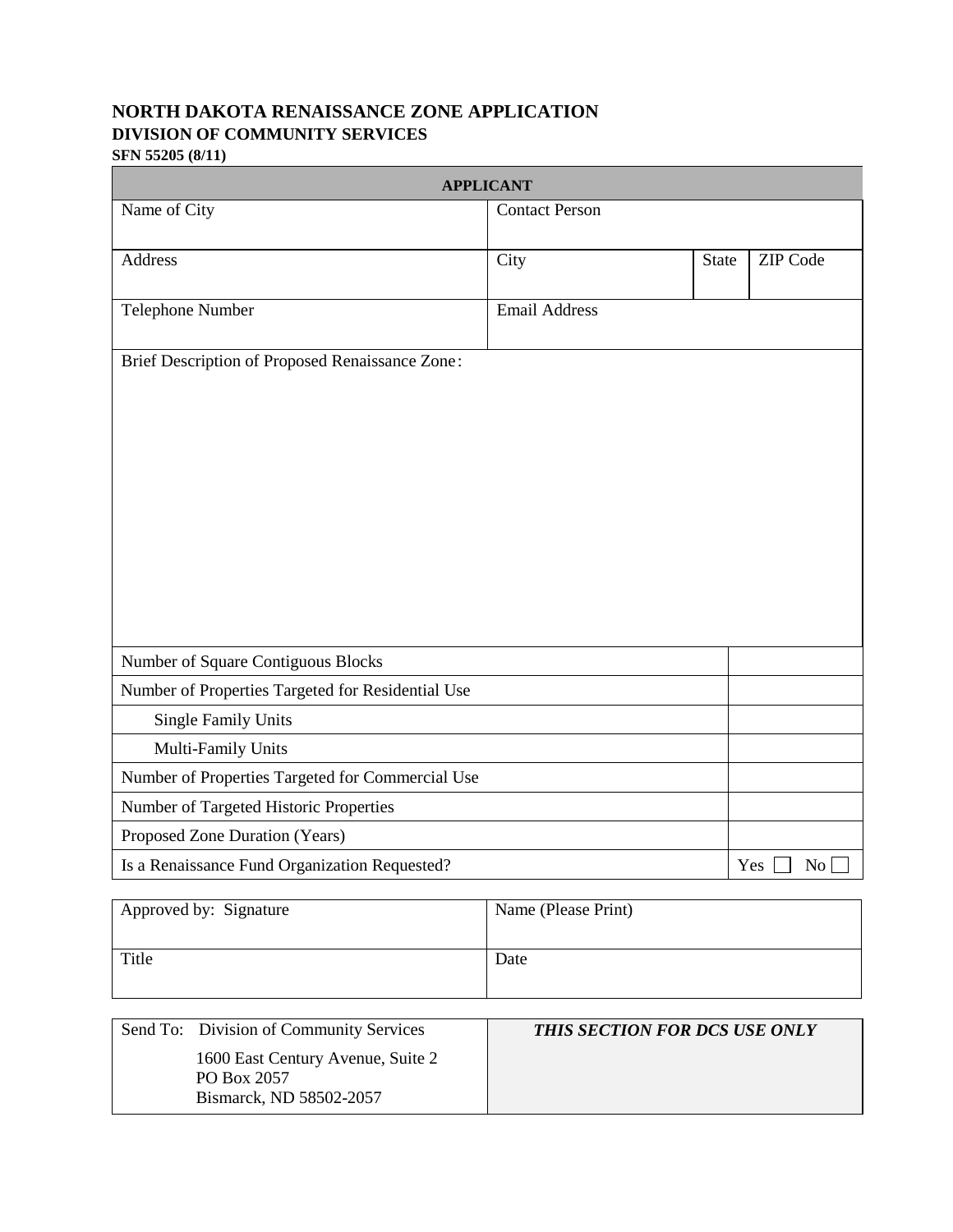# NORTH DAKOTA RENAISSANCE ZONE APPLICATION

## DIVISION OF COMMUNITY SERVICES

**SFN 55205 (8/11)**

| **APPLICANT** | | | |
|---|---|---|---|
| Name of City | Contact Person | | |
| Address | City | State | ZIP Code |
| Telephone Number | Email Address | | |
| Brief Description of Proposed Renaissance Zone: | | | |

| | |
|---|---|
| Number of Square Contiguous Blocks | |
| Number of Properties Targeted for Residential Use | |
| Single Family Units | |
| Multi-Family Units | |
| Number of Properties Targeted for Commercial Use | |
| Number of Targeted Historic Properties | |
| Proposed Zone Duration (Years) | |
| Is a Renaissance Fund Organization Requested? | Yes ☐ No ☐ |

| | |
|---|---|
| Approved by: Signature | Name (Please Print) |
| Title | Date |

| | |
|---|---|
| Send To: Division of Community Services<br>1600 East Century Avenue, Suite 2<br>PO Box 2057<br>Bismarck, ND 58502-2057 | ***THIS SECTION FOR DCS USE ONLY*** |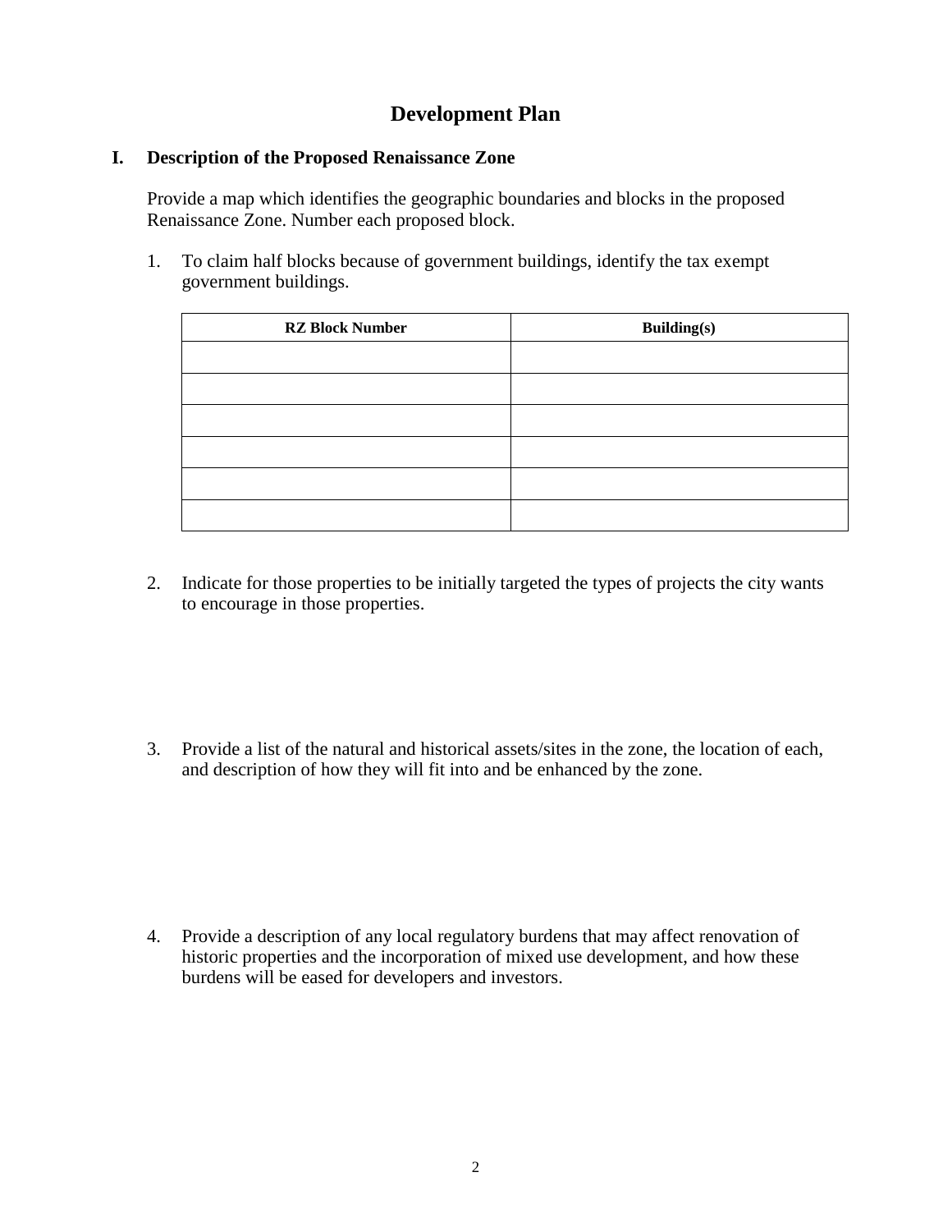# Development Plan

## I. Description of the Proposed Renaissance Zone

Provide a map which identifies the geographic boundaries and blocks in the proposed Renaissance Zone. Number each proposed block.

1. To claim half blocks because of government buildings, identify the tax exempt government buildings.

| RZ Block Number | Building(s) |
|---|---|
| | |
| | |
| | |
| | |
| | |
| | |

2. Indicate for those properties to be initially targeted the types of projects the city wants to encourage in those properties.

3. Provide a list of the natural and historical assets/sites in the zone, the location of each, and description of how they will fit into and be enhanced by the zone.

4. Provide a description of any local regulatory burdens that may affect renovation of historic properties and the incorporation of mixed use development, and how these burdens will be eased for developers and investors.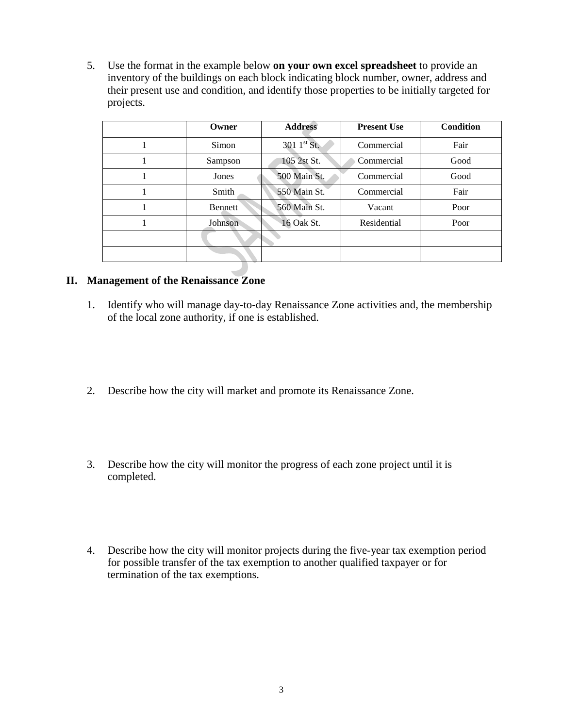5. Use the format in the example below **on your own excel spreadsheet** to provide an inventory of the buildings on each block indicating block number, owner, address and their present use and condition, and identify those properties to be initially targeted for projects.

| | Owner | Address | Present Use | Condition |
|---|---|---|---|---|
| 1 | Simon | 301 1st St. | Commercial | Fair |
| 1 | Sampson | 105 2st St. | Commercial | Good |
| 1 | Jones | 500 Main St. | Commercial | Good |
| 1 | Smith | 550 Main St. | Commercial | Fair |
| 1 | Bennett | 560 Main St. | Vacant | Poor |
| 1 | Johnson | 16 Oak St. | Residential | Poor |
| | | | | |
| | | | | |

## II. Management of the Renaissance Zone

1. Identify who will manage day-to-day Renaissance Zone activities and, the membership of the local zone authority, if one is established.

2. Describe how the city will market and promote its Renaissance Zone.

3. Describe how the city will monitor the progress of each zone project until it is completed.

4. Describe how the city will monitor projects during the five-year tax exemption period for possible transfer of the tax exemption to another qualified taxpayer or for termination of the tax exemptions.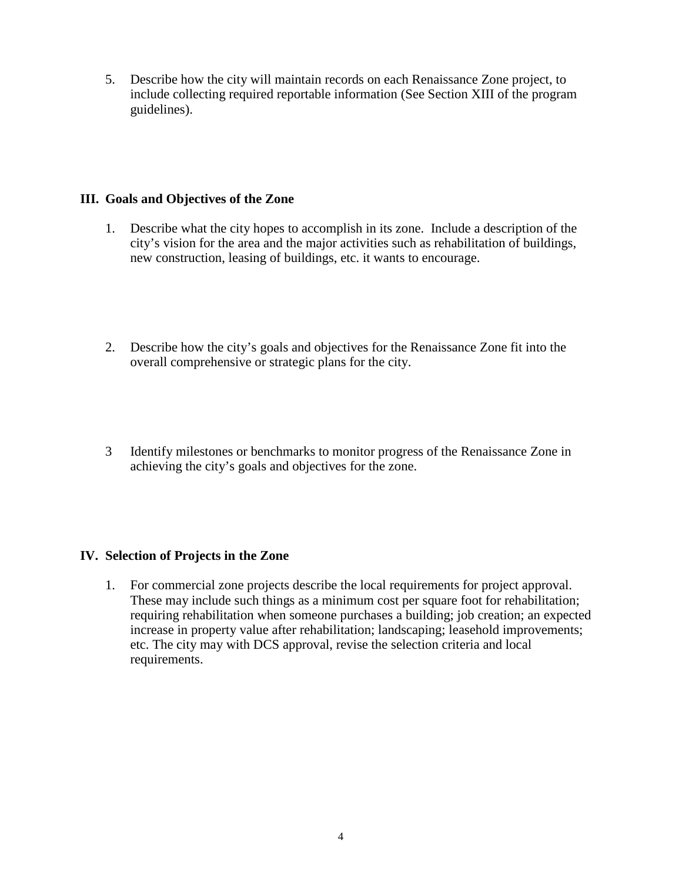5. Describe how the city will maintain records on each Renaissance Zone project, to include collecting required reportable information (See Section XIII of the program guidelines).

## III. Goals and Objectives of the Zone

1. Describe what the city hopes to accomplish in its zone. Include a description of the city's vision for the area and the major activities such as rehabilitation of buildings, new construction, leasing of buildings, etc. it wants to encourage.

2. Describe how the city's goals and objectives for the Renaissance Zone fit into the overall comprehensive or strategic plans for the city.

3 Identify milestones or benchmarks to monitor progress of the Renaissance Zone in achieving the city's goals and objectives for the zone.

## IV. Selection of Projects in the Zone

1. For commercial zone projects describe the local requirements for project approval. These may include such things as a minimum cost per square foot for rehabilitation; requiring rehabilitation when someone purchases a building; job creation; an expected increase in property value after rehabilitation; landscaping; leasehold improvements; etc. The city may with DCS approval, revise the selection criteria and local requirements.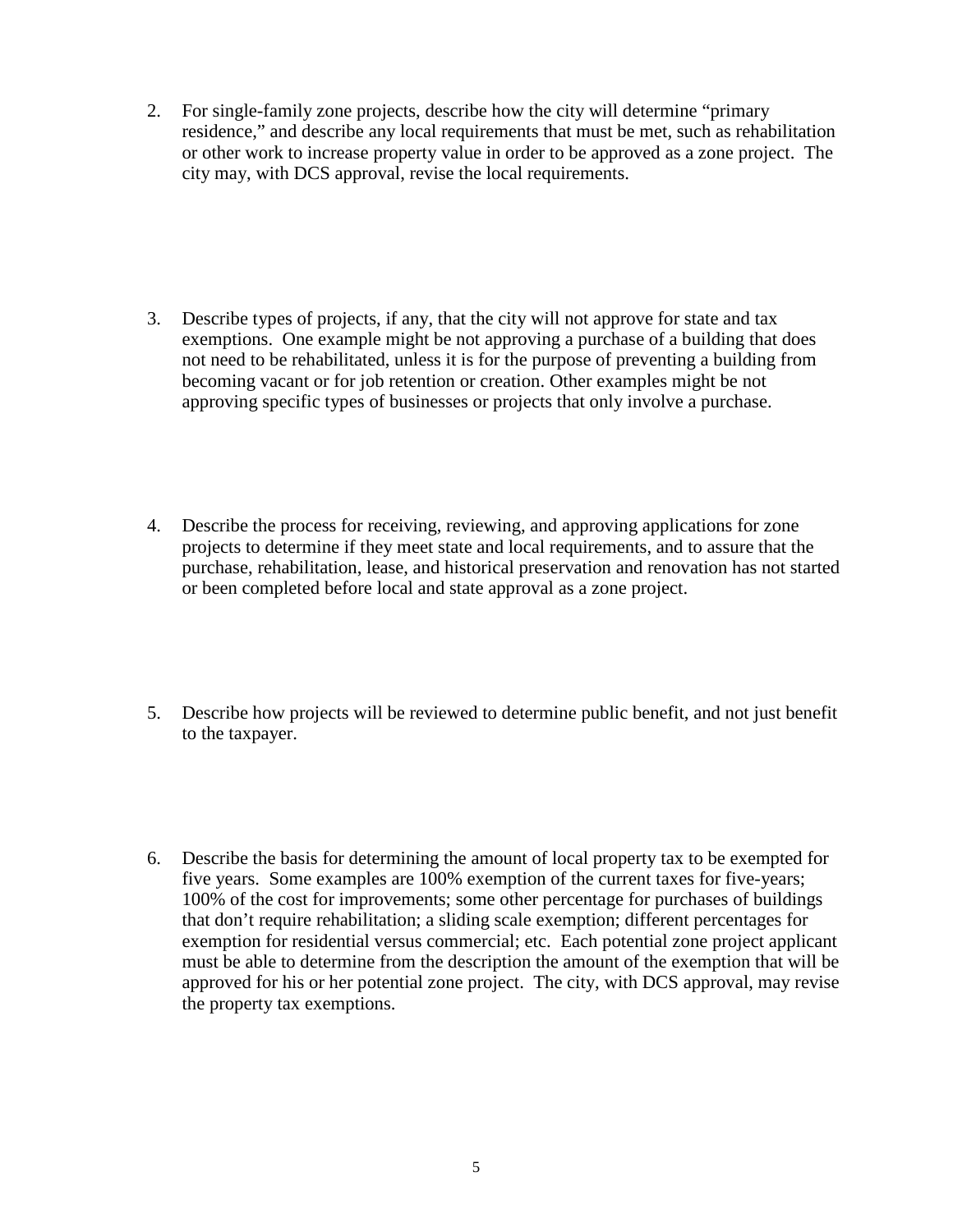2. For single-family zone projects, describe how the city will determine "primary residence," and describe any local requirements that must be met, such as rehabilitation or other work to increase property value in order to be approved as a zone project. The city may, with DCS approval, revise the local requirements.

3. Describe types of projects, if any, that the city will not approve for state and tax exemptions. One example might be not approving a purchase of a building that does not need to be rehabilitated, unless it is for the purpose of preventing a building from becoming vacant or for job retention or creation. Other examples might be not approving specific types of businesses or projects that only involve a purchase.

4. Describe the process for receiving, reviewing, and approving applications for zone projects to determine if they meet state and local requirements, and to assure that the purchase, rehabilitation, lease, and historical preservation and renovation has not started or been completed before local and state approval as a zone project.

5. Describe how projects will be reviewed to determine public benefit, and not just benefit to the taxpayer.

6. Describe the basis for determining the amount of local property tax to be exempted for five years. Some examples are 100% exemption of the current taxes for five-years; 100% of the cost for improvements; some other percentage for purchases of buildings that don't require rehabilitation; a sliding scale exemption; different percentages for exemption for residential versus commercial; etc. Each potential zone project applicant must be able to determine from the description the amount of the exemption that will be approved for his or her potential zone project. The city, with DCS approval, may revise the property tax exemptions.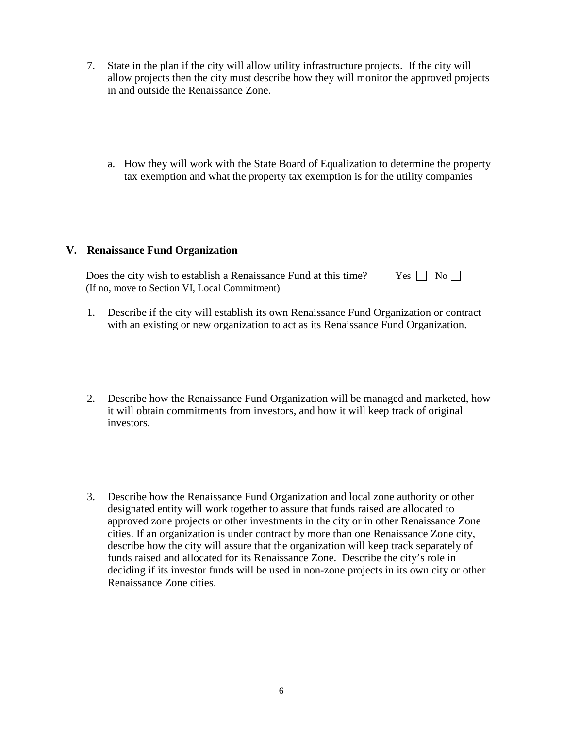7. State in the plan if the city will allow utility infrastructure projects. If the city will allow projects then the city must describe how they will monitor the approved projects in and outside the Renaissance Zone.

   a. How they will work with the State Board of Equalization to determine the property tax exemption and what the property tax exemption is for the utility companies

## V. Renaissance Fund Organization

Does the city wish to establish a Renaissance Fund at this time? Yes ☐ No ☐
(If no, move to Section VI, Local Commitment)

1. Describe if the city will establish its own Renaissance Fund Organization or contract with an existing or new organization to act as its Renaissance Fund Organization.

2. Describe how the Renaissance Fund Organization will be managed and marketed, how it will obtain commitments from investors, and how it will keep track of original investors.

3. Describe how the Renaissance Fund Organization and local zone authority or other designated entity will work together to assure that funds raised are allocated to approved zone projects or other investments in the city or in other Renaissance Zone cities. If an organization is under contract by more than one Renaissance Zone city, describe how the city will assure that the organization will keep track separately of funds raised and allocated for its Renaissance Zone. Describe the city's role in deciding if its investor funds will be used in non-zone projects in its own city or other Renaissance Zone cities.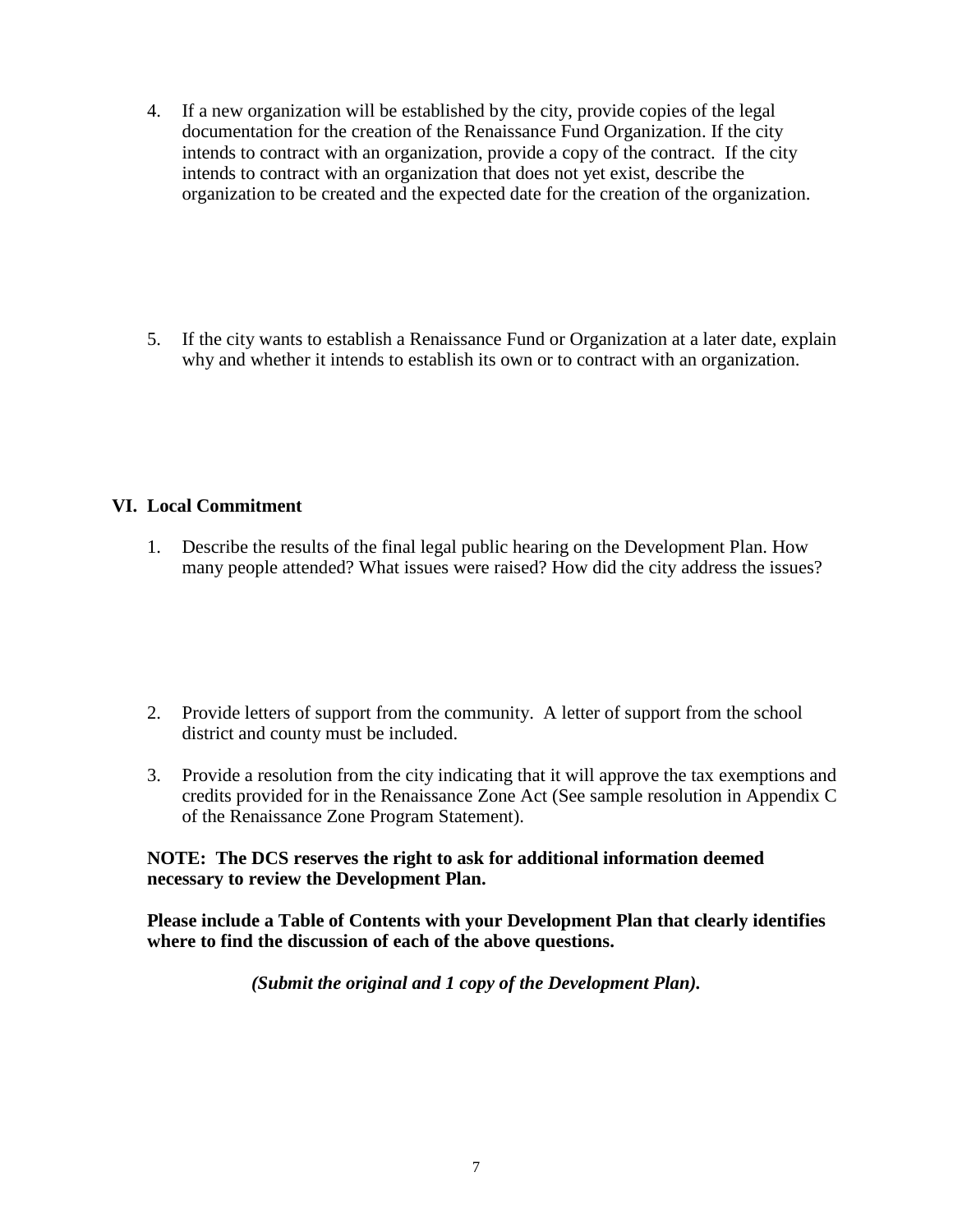4. If a new organization will be established by the city, provide copies of the legal documentation for the creation of the Renaissance Fund Organization. If the city intends to contract with an organization, provide a copy of the contract. If the city intends to contract with an organization that does not yet exist, describe the organization to be created and the expected date for the creation of the organization.

5. If the city wants to establish a Renaissance Fund or Organization at a later date, explain why and whether it intends to establish its own or to contract with an organization.

## VI. Local Commitment

1. Describe the results of the final legal public hearing on the Development Plan. How many people attended? What issues were raised? How did the city address the issues?

2. Provide letters of support from the community. A letter of support from the school district and county must be included.

3. Provide a resolution from the city indicating that it will approve the tax exemptions and credits provided for in the Renaissance Zone Act (See sample resolution in Appendix C of the Renaissance Zone Program Statement).

**NOTE: The DCS reserves the right to ask for additional information deemed necessary to review the Development Plan.**

**Please include a Table of Contents with your Development Plan that clearly identifies where to find the discussion of each of the above questions.**

***(Submit the original and 1 copy of the Development Plan).***